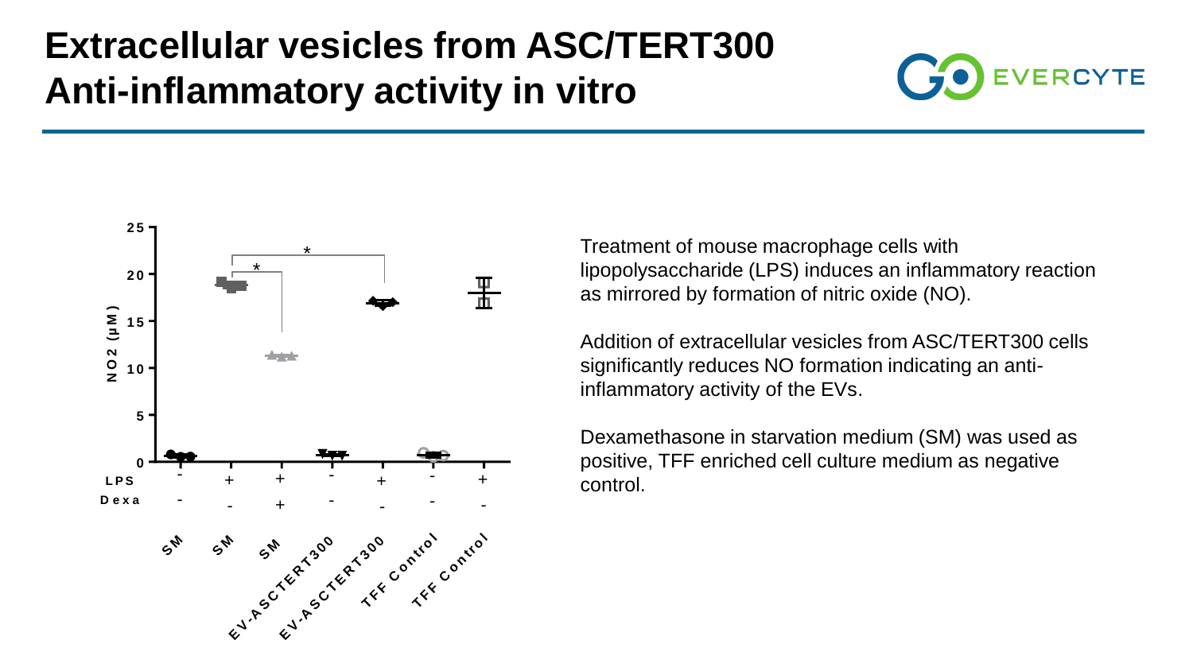# Extracellular vesicles from ASC/TERT300 Anti-inflammatory activity in vitro

Treatment of mouse macrophage cells with lipopolysaccharide (LPS) induces an inflammatory reaction as mirrored by formation of nitric oxide (NO).

Addition of extracellular vesicles from ASC/TERT300 cells significantly reduces NO formation indicating an anti-inflammatory activity of the EVs.

Dexamethasone in starvation medium (SM) was used as positive, TFF enriched cell culture medium as negative control.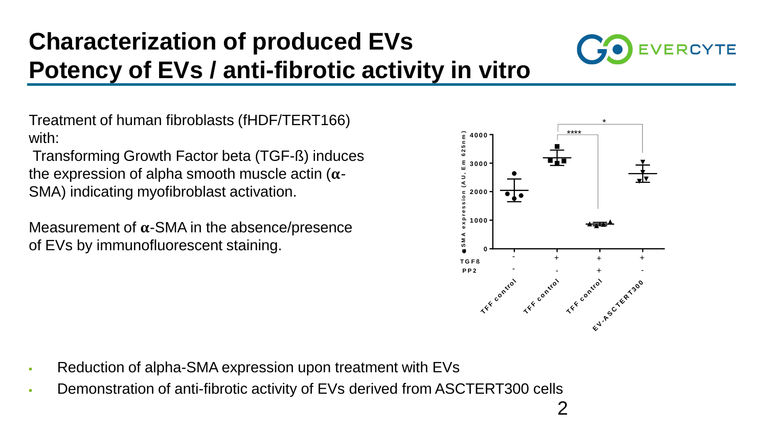# Characterization of produced EVs
# Potency of EVs / anti-fibrotic activity in vitro

Treatment of human fibroblasts (fHDF/TERT166) with:

Transforming Growth Factor beta (TGF-ß) induces the expression of alpha smooth muscle actin ($\alpha$-SMA) indicating myofibroblast activation.

Measurement of $\alpha$-SMA in the absence/presence of EVs by immunofluorescent staining.

- Reduction of alpha-SMA expression upon treatment with EVs
- Demonstration of anti-fibrotic activity of EVs derived from ASCTERT300 cells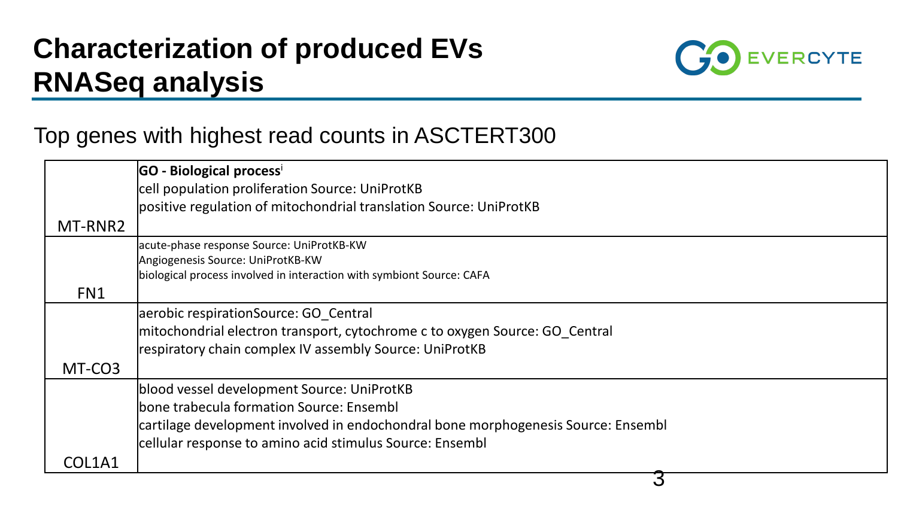# Characterization of produced EVs
# RNASeq analysis

Top genes with highest read counts in ASCTERT300

| | **GO - Biological process**[i] |
|---|---|
| MT-RNR2 | cell population proliferation Source: UniProtKB<br>positive regulation of mitochondrial translation Source: UniProtKB |
| FN1 | acute-phase response Source: UniProtKB-KW<br>Angiogenesis Source: UniProtKB-KW<br>biological process involved in interaction with symbiont Source: CAFA |
| MT-CO3 | aerobic respirationSource: GO_Central<br>mitochondrial electron transport, cytochrome c to oxygen Source: GO_Central<br>respiratory chain complex IV assembly Source: UniProtKB |
| COL1A1 | blood vessel development Source: UniProtKB<br>bone trabecula formation Source: Ensembl<br>cartilage development involved in endochondral bone morphogenesis Source: Ensembl<br>cellular response to amino acid stimulus Source: Ensembl |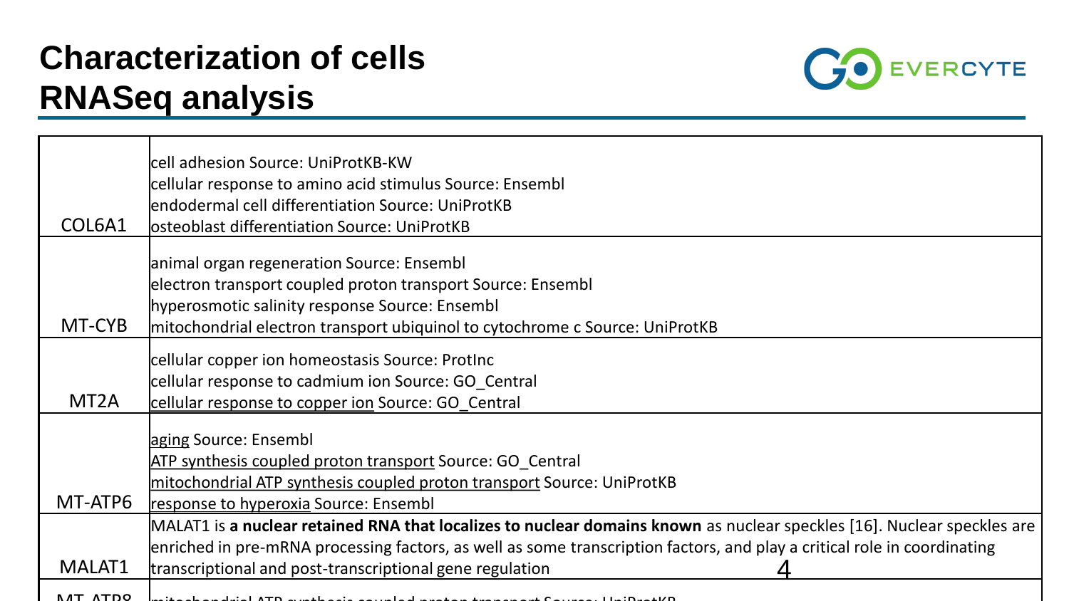# Characterization of cells RNASeq analysis

| Gene | Annotation |
|---|---|
| COL6A1 | cell adhesion Source: UniProtKB-KW<br>cellular response to amino acid stimulus Source: Ensembl<br>endodermal cell differentiation Source: UniProtKB<br>osteoblast differentiation Source: UniProtKB |
| MT-CYB | animal organ regeneration Source: Ensembl<br>electron transport coupled proton transport Source: Ensembl<br>hyperosmotic salinity response Source: Ensembl<br>mitochondrial electron transport ubiquinol to cytochrome c Source: UniProtKB |
| MT2A | cellular copper ion homeostasis Source: ProtInc<br>cellular response to cadmium ion Source: GO_Central<br>cellular response to copper ion Source: GO_Central |
| MT-ATP6 | aging Source: Ensembl<br>ATP synthesis coupled proton transport Source: GO_Central<br>mitochondrial ATP synthesis coupled proton transport Source: UniProtKB<br>response to hyperoxia Source: Ensembl |
| MALAT1 | MALAT1 is **a nuclear retained RNA that localizes to nuclear domains known** as nuclear speckles [16]. Nuclear speckles are enriched in pre-mRNA processing factors, as well as some transcription factors, and play a critical role in coordinating transcriptional and post-transcriptional gene regulation |
| MT-ATP8 | mitochondrial ATP synthesis coupled proton transport Source: UniProtKB |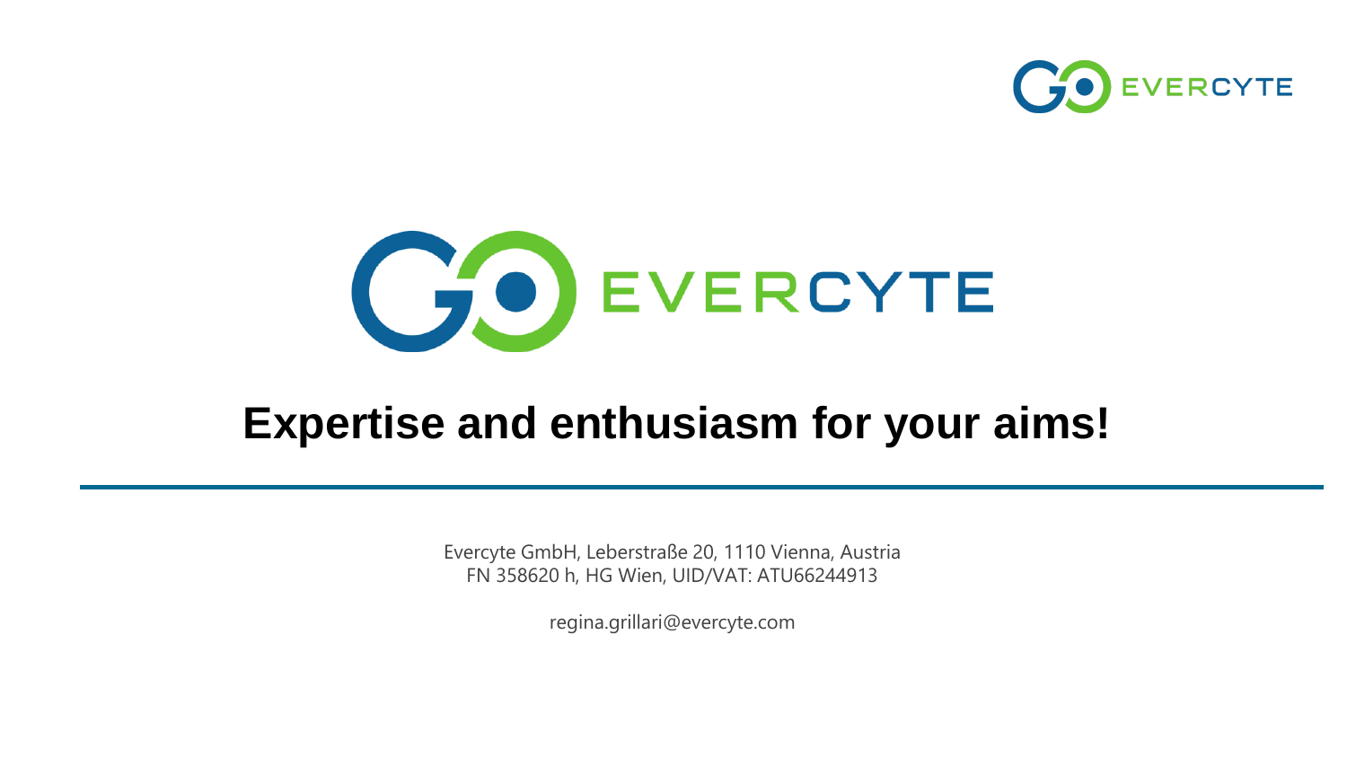EVERCYTE

# Expertise and enthusiasm for your aims!

Evercyte GmbH, Leberstraße 20, 1110 Vienna, Austria
FN 358620 h, HG Wien, UID/VAT: ATU66244913

regina.grillari@evercyte.com